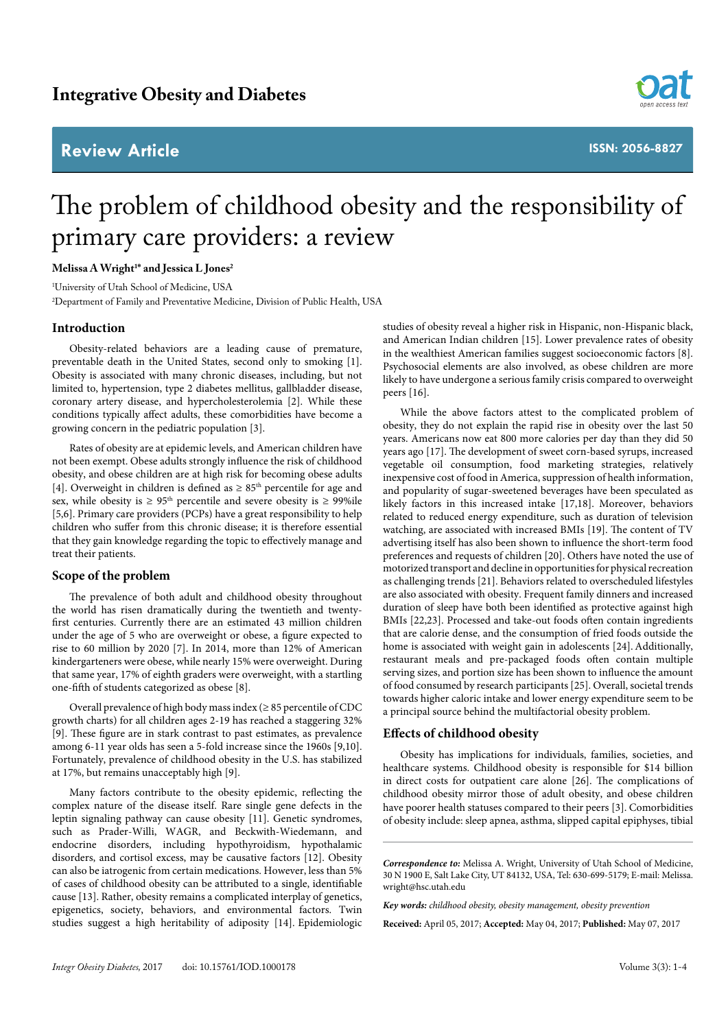# The problem of childhood obesity and the responsibility of primary care providers: a review

**Melissa A Wright[1]* and Jessica L Jones[2]**

[1]University of Utah School of Medicine, USA

[2]Department of Family and Preventative Medicine, Division of Public Health, USA

## Introduction

Obesity-related behaviors are a leading cause of premature, preventable death in the United States, second only to smoking [1]. Obesity is associated with many chronic diseases, including, but not limited to, hypertension, type 2 diabetes mellitus, gallbladder disease, coronary artery disease, and hypercholesterolemia [2]. While these conditions typically affect adults, these comorbidities have become a growing concern in the pediatric population [3].

Rates of obesity are at epidemic levels, and American children have not been exempt. Obese adults strongly influence the risk of childhood obesity, and obese children are at high risk for becoming obese adults [4]. Overweight in children is defined as ≥ 85th percentile for age and sex, while obesity is ≥ 95th percentile and severe obesity is ≥ 99%ile [5,6]. Primary care providers (PCPs) have a great responsibility to help children who suffer from this chronic disease; it is therefore essential that they gain knowledge regarding the topic to effectively manage and treat their patients.

## Scope of the problem

The prevalence of both adult and childhood obesity throughout the world has risen dramatically during the twentieth and twenty-first centuries. Currently there are an estimated 43 million children under the age of 5 who are overweight or obese, a figure expected to rise to 60 million by 2020 [7]. In 2014, more than 12% of American kindergarteners were obese, while nearly 15% were overweight. During that same year, 17% of eighth graders were overweight, with a startling one-fifth of students categorized as obese [8].

Overall prevalence of high body mass index (≥ 85 percentile of CDC growth charts) for all children ages 2-19 has reached a staggering 32% [9]. These figure are in stark contrast to past estimates, as prevalence among 6-11 year olds has seen a 5-fold increase since the 1960s [9,10]. Fortunately, prevalence of childhood obesity in the U.S. has stabilized at 17%, but remains unacceptably high [9].

Many factors contribute to the obesity epidemic, reflecting the complex nature of the disease itself. Rare single gene defects in the leptin signaling pathway can cause obesity [11]. Genetic syndromes, such as Prader-Willi, WAGR, and Beckwith-Wiedemann, and endocrine disorders, including hypothyroidism, hypothalamic disorders, and cortisol excess, may be causative factors [12]. Obesity can also be iatrogenic from certain medications. However, less than 5% of cases of childhood obesity can be attributed to a single, identifiable cause [13]. Rather, obesity remains a complicated interplay of genetics, epigenetics, society, behaviors, and environmental factors. Twin studies suggest a high heritability of adiposity [14]. Epidemiologic studies of obesity reveal a higher risk in Hispanic, non-Hispanic black, and American Indian children [15]. Lower prevalence rates of obesity in the wealthiest American families suggest socioeconomic factors [8]. Psychosocial elements are also involved, as obese children are more likely to have undergone a serious family crisis compared to overweight peers [16].

While the above factors attest to the complicated problem of obesity, they do not explain the rapid rise in obesity over the last 50 years. Americans now eat 800 more calories per day than they did 50 years ago [17]. The development of sweet corn-based syrups, increased vegetable oil consumption, food marketing strategies, relatively inexpensive cost of food in America, suppression of health information, and popularity of sugar-sweetened beverages have been speculated as likely factors in this increased intake [17,18]. Moreover, behaviors related to reduced energy expenditure, such as duration of television watching, are associated with increased BMIs [19]. The content of TV advertising itself has also been shown to influence the short-term food preferences and requests of children [20]. Others have noted the use of motorized transport and decline in opportunities for physical recreation as challenging trends [21]. Behaviors related to overscheduled lifestyles are also associated with obesity. Frequent family dinners and increased duration of sleep have both been identified as protective against high BMIs [22,23]. Processed and take-out foods often contain ingredients that are calorie dense, and the consumption of fried foods outside the home is associated with weight gain in adolescents [24]. Additionally, restaurant meals and pre-packaged foods often contain multiple serving sizes, and portion size has been shown to influence the amount of food consumed by research participants [25]. Overall, societal trends towards higher caloric intake and lower energy expenditure seem to be a principal source behind the multifactorial obesity problem.

## Effects of childhood obesity

Obesity has implications for individuals, families, societies, and healthcare systems. Childhood obesity is responsible for $14 billion in direct costs for outpatient care alone [26]. The complications of childhood obesity mirror those of adult obesity, and obese children have poorer health statuses compared to their peers [3]. Comorbidities of obesity include: sleep apnea, asthma, slipped capital epiphyses, tibial

***Correspondence to:*** Melissa A. Wright, University of Utah School of Medicine, 30 N 1900 E, Salt Lake City, UT 84132, USA, Tel: 630-699-5179; E-mail: Melissa.wright@hsc.utah.edu

***Key words:*** *childhood obesity, obesity management, obesity prevention*

**Received:** April 05, 2017; **Accepted:** May 04, 2017; **Published:** May 07, 2017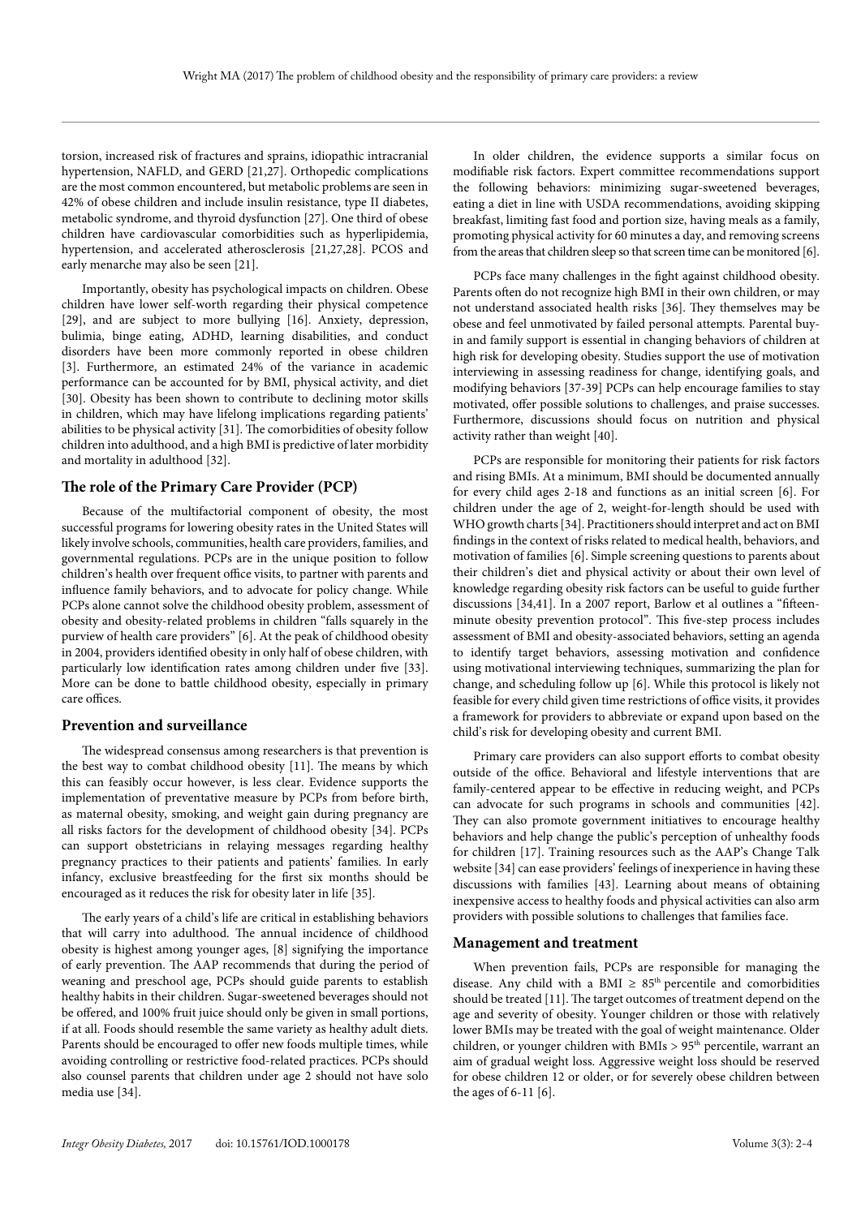torsion, increased risk of fractures and sprains, idiopathic intracranial hypertension, NAFLD, and GERD [21,27]. Orthopedic complications are the most common encountered, but metabolic problems are seen in 42% of obese children and include insulin resistance, type II diabetes, metabolic syndrome, and thyroid dysfunction [27]. One third of obese children have cardiovascular comorbidities such as hyperlipidemia, hypertension, and accelerated atherosclerosis [21,27,28]. PCOS and early menarche may also be seen [21].

Importantly, obesity has psychological impacts on children. Obese children have lower self-worth regarding their physical competence [29], and are subject to more bullying [16]. Anxiety, depression, bulimia, binge eating, ADHD, learning disabilities, and conduct disorders have been more commonly reported in obese children [3]. Furthermore, an estimated 24% of the variance in academic performance can be accounted for by BMI, physical activity, and diet [30]. Obesity has been shown to contribute to declining motor skills in children, which may have lifelong implications regarding patients' abilities to be physical activity [31]. The comorbidities of obesity follow children into adulthood, and a high BMI is predictive of later morbidity and mortality in adulthood [32].

## The role of the Primary Care Provider (PCP)

Because of the multifactorial component of obesity, the most successful programs for lowering obesity rates in the United States will likely involve schools, communities, health care providers, families, and governmental regulations. PCPs are in the unique position to follow children's health over frequent office visits, to partner with parents and influence family behaviors, and to advocate for policy change. While PCPs alone cannot solve the childhood obesity problem, assessment of obesity and obesity-related problems in children "falls squarely in the purview of health care providers" [6]. At the peak of childhood obesity in 2004, providers identified obesity in only half of obese children, with particularly low identification rates among children under five [33]. More can be done to battle childhood obesity, especially in primary care offices.

### Prevention and surveillance

The widespread consensus among researchers is that prevention is the best way to combat childhood obesity [11]. The means by which this can feasibly occur however, is less clear. Evidence supports the implementation of preventative measure by PCPs from before birth, as maternal obesity, smoking, and weight gain during pregnancy are all risks factors for the development of childhood obesity [34]. PCPs can support obstetricians in relaying messages regarding healthy pregnancy practices to their patients and patients' families. In early infancy, exclusive breastfeeding for the first six months should be encouraged as it reduces the risk for obesity later in life [35].

The early years of a child's life are critical in establishing behaviors that will carry into adulthood. The annual incidence of childhood obesity is highest among younger ages, [8] signifying the importance of early prevention. The AAP recommends that during the period of weaning and preschool age, PCPs should guide parents to establish healthy habits in their children. Sugar-sweetened beverages should not be offered, and 100% fruit juice should only be given in small portions, if at all. Foods should resemble the same variety as healthy adult diets. Parents should be encouraged to offer new foods multiple times, while avoiding controlling or restrictive food-related practices. PCPs should also counsel parents that children under age 2 should not have solo media use [34].

In older children, the evidence supports a similar focus on modifiable risk factors. Expert committee recommendations support the following behaviors: minimizing sugar-sweetened beverages, eating a diet in line with USDA recommendations, avoiding skipping breakfast, limiting fast food and portion size, having meals as a family, promoting physical activity for 60 minutes a day, and removing screens from the areas that children sleep so that screen time can be monitored [6].

PCPs face many challenges in the fight against childhood obesity. Parents often do not recognize high BMI in their own children, or may not understand associated health risks [36]. They themselves may be obese and feel unmotivated by failed personal attempts. Parental buy-in and family support is essential in changing behaviors of children at high risk for developing obesity. Studies support the use of motivation interviewing in assessing readiness for change, identifying goals, and modifying behaviors [37-39] PCPs can help encourage families to stay motivated, offer possible solutions to challenges, and praise successes. Furthermore, discussions should focus on nutrition and physical activity rather than weight [40].

PCPs are responsible for monitoring their patients for risk factors and rising BMIs. At a minimum, BMI should be documented annually for every child ages 2-18 and functions as an initial screen [6]. For children under the age of 2, weight-for-length should be used with WHO growth charts [34]. Practitioners should interpret and act on BMI findings in the context of risks related to medical health, behaviors, and motivation of families [6]. Simple screening questions to parents about their children's diet and physical activity or about their own level of knowledge regarding obesity risk factors can be useful to guide further discussions [34,41]. In a 2007 report, Barlow et al outlines a "fifteen-minute obesity prevention protocol". This five-step process includes assessment of BMI and obesity-associated behaviors, setting an agenda to identify target behaviors, assessing motivation and confidence using motivational interviewing techniques, summarizing the plan for change, and scheduling follow up [6]. While this protocol is likely not feasible for every child given time restrictions of office visits, it provides a framework for providers to abbreviate or expand upon based on the child's risk for developing obesity and current BMI.

Primary care providers can also support efforts to combat obesity outside of the office. Behavioral and lifestyle interventions that are family-centered appear to be effective in reducing weight, and PCPs can advocate for such programs in schools and communities [42]. They can also promote government initiatives to encourage healthy behaviors and help change the public's perception of unhealthy foods for children [17]. Training resources such as the AAP's Change Talk website [34] can ease providers' feelings of inexperience in having these discussions with families [43]. Learning about means of obtaining inexpensive access to healthy foods and physical activities can also arm providers with possible solutions to challenges that families face.

### Management and treatment

When prevention fails, PCPs are responsible for managing the disease. Any child with a BMI $\geq$ 85$^{th}$ percentile and comorbidities should be treated [11]. The target outcomes of treatment depend on the age and severity of obesity. Younger children or those with relatively lower BMIs may be treated with the goal of weight maintenance. Older children, or younger children with BMIs > 95$^{th}$ percentile, warrant an aim of gradual weight loss. Aggressive weight loss should be reserved for obese children 12 or older, or for severely obese children between the ages of 6-11 [6].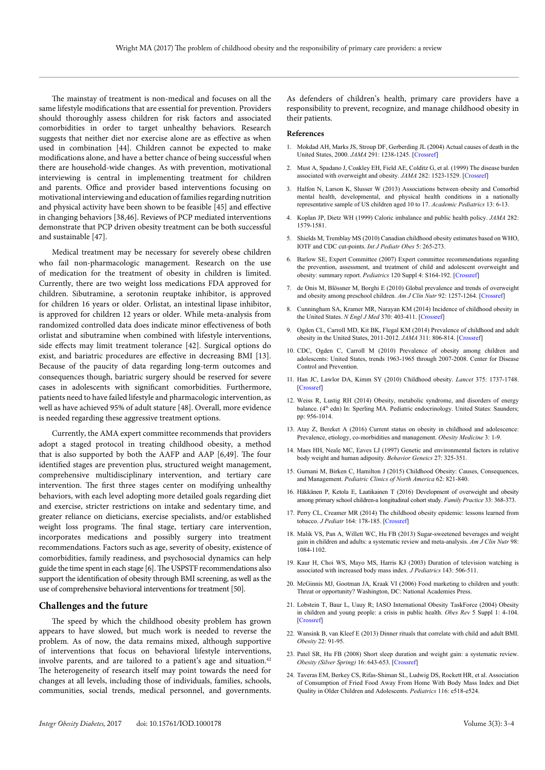The mainstay of treatment is non-medical and focuses on all the same lifestyle modifications that are essential for prevention. Providers should thoroughly assess children for risk factors and associated comorbidities in order to target unhealthy behaviors. Research suggests that neither diet nor exercise alone are as effective as when used in combination [44]. Children cannot be expected to make modifications alone, and have a better chance of being successful when there are household-wide changes. As with prevention, motivational interviewing is central in implementing treatment for children and parents. Office and provider based interventions focusing on motivational interviewing and education of families regarding nutrition and physical activity have been shown to be feasible [45] and effective in changing behaviors [38,46]. Reviews of PCP mediated interventions demonstrate that PCP driven obesity treatment can be both successful and sustainable [47].

Medical treatment may be necessary for severely obese children who fail non-pharmacologic management. Research on the use of medication for the treatment of obesity in children is limited. Currently, there are two weight loss medications FDA approved for children. Sibutramine, a serotonin reuptake inhibitor, is approved for children 16 years or older. Orlistat, an intestinal lipase inhibitor, is approved for children 12 years or older. While meta-analysis from randomized controlled data does indicate minor effectiveness of both orlistat and sibutramine when combined with lifestyle interventions, side effects may limit treatment tolerance [42]. Surgical options do exist, and bariatric procedures are effective in decreasing BMI [13]. Because of the paucity of data regarding long-term outcomes and consequences though, bariatric surgery should be reserved for severe cases in adolescents with significant comorbidities. Furthermore, patients need to have failed lifestyle and pharmacologic intervention, as well as have achieved 95% of adult stature [48]. Overall, more evidence is needed regarding these aggressive treatment options.

Currently, the AMA expert committee recommends that providers adopt a staged protocol in treating childhood obesity, a method that is also supported by both the AAFP and AAP [6,49]. The four identified stages are prevention plus, structured weight management, comprehensive multidisciplinary intervention, and tertiary care intervention. The first three stages center on modifying unhealthy behaviors, with each level adopting more detailed goals regarding diet and exercise, stricter restrictions on intake and sedentary time, and greater reliance on dieticians, exercise specialists, and/or established weight loss programs. The final stage, tertiary care intervention, incorporates medications and possibly surgery into treatment recommendations. Factors such as age, severity of obesity, existence of comorbidities, family readiness, and psychosocial dynamics can help guide the time spent in each stage [6]. The USPSTF recommendations also support the identification of obesity through BMI screening, as well as the use of comprehensive behavioral interventions for treatment [50].

## Challenges and the future

The speed by which the childhood obesity problem has grown appears to have slowed, but much work is needed to reverse the problem. As of now, the data remains mixed, although supportive of interventions that focus on behavioral lifestyle interventions, involve parents, and are tailored to a patient's age and situation.[42] The heterogeneity of research itself may point towards the need for changes at all levels, including those of individuals, families, schools, communities, social trends, medical personnel, and governments. As defenders of children's health, primary care providers have a responsibility to prevent, recognize, and manage childhood obesity in their patients.

## References

1. Mokdad AH, Marks JS, Stroup DF, Gerberding JL (2004) Actual causes of death in the United States, 2000. *JAMA* 291: 1238-1245. [Crossref]
2. Must A, Spadano J, Coakley EH, Field AE, Colditz G, et al. (1999) The disease burden associated with overweight and obesity. *JAMA* 282: 1523-1529. [Crossref]
3. Halfon N, Larson K, Slusser W (2013) Associations between obesity and Comorbid mental health, developmental, and physical health conditions in a nationally representative sample of US children aged 10 to 17. *Academic Pediatrics* 13: 6-13.
4. Koplan JP, Dietz WH (1999) Caloric imbalance and public health policy. *JAMA* 282: 1579-1581.
5. Shields M, Tremblay MS (2010) Canadian childhood obesity estimates based on WHO, IOTF and CDC cut-points. *Int J Pediatr Obes* 5: 265-273.
6. Barlow SE, Expert Committee (2007) Expert committee recommendations regarding the prevention, assessment, and treatment of child and adolescent overweight and obesity: summary report. *Pediatrics* 120 Suppl 4: S164-192. [Crossref]
7. de Onis M, Blössner M, Borghi E (2010) Global prevalence and trends of overweight and obesity among preschool children. *Am J Clin Nutr* 92: 1257-1264. [Crossref]
8. Cunningham SA, Kramer MR, Narayan KM (2014) Incidence of childhood obesity in the United States. *N Engl J Med* 370: 403-411. [Crossref]
9. Ogden CL, Carroll MD, Kit BK, Flegal KM (2014) Prevalence of childhood and adult obesity in the United States, 2011-2012. *JAMA* 311: 806-814. [Crossref]
10. CDC, Ogden C, Carroll M (2010) Prevalence of obesity among children and adolescents: United States, trends 1963-1965 through 2007-2008. Center for Disease Control and Prevention.
11. Han JC, Lawlor DA, Kimm SY (2010) Childhood obesity. *Lancet* 375: 1737-1748. [Crossref]
12. Weiss R, Lustig RH (2014) Obesity, metabolic syndrome, and disorders of energy balance. (4th edn) In: Sperling MA. Pediatric endocrinology. United States: Saunders; pp: 956-1014.
13. Atay Z, Bereket A (2016) Current status on obesity in childhood and adolescence: Prevalence, etiology, co-morbidities and management. *Obesity Medicine* 3: 1-9.
14. Maes HH, Neale MC, Eaves LJ (1997) Genetic and environmental factors in relative body weight and human adiposity. *Behavior Geneics* 27: 325-351.
15. Gurnani M, Birken C, Hamilton J (2015) Childhood Obesity: Causes, Consequences, and Management. *Pediatric Clinics of North America* 62: 821-840.
16. Häkkänen P, Ketola E, Laatikainen T (2016) Development of overweight and obesity among primary school children-a longitudinal cohort study. *Family Practice* 33: 368-373.
17. Perry CL, Creamer MR (2014) The childhood obesity epidemic: lessons learned from tobacco. *J Pediatr* 164: 178-185. [Crossref]
18. Malik VS, Pan A, Willett WC, Hu FB (2013) Sugar-sweetened beverages and weight gain in children and adults: a systematic review and meta-analysis. *Am J Clin Nutr* 98: 1084-1102.
19. Kaur H, Choi WS, Mayo MS, Harris KJ (2003) Duration of television watching is associated with increased body mass index. *J Pediatrics* 143: 506-511.
20. McGinnis MJ, Gootman JA, Kraak VI (2006) Food marketing to children and youth: Threat or opportunity? Washington, DC: National Academies Press.
21. Lobstein T, Baur L, Uauy R; IASO International Obesity TaskForce (2004) Obesity in children and young people: a crisis in public health. *Obes Rev* 5 Suppl 1: 4-104. [Crossref]
22. Wansink B, van Kleef E (2013) Dinner rituals that correlate with child and adult BMI. *Obesity* 22: 91-95.
23. Patel SR, Hu FB (2008) Short sleep duration and weight gain: a systematic review. *Obesity (Silver Spring)* 16: 643-653. [Crossref]
24. Taveras EM, Berkey CS, Rifas-Shiman SL, Ludwig DS, Rockett HR, et al. Association of Consumption of Fried Food Away From Home With Body Mass Index and Diet Quality in Older Children and Adolescents. *Pediatrics* 116: e518-e524.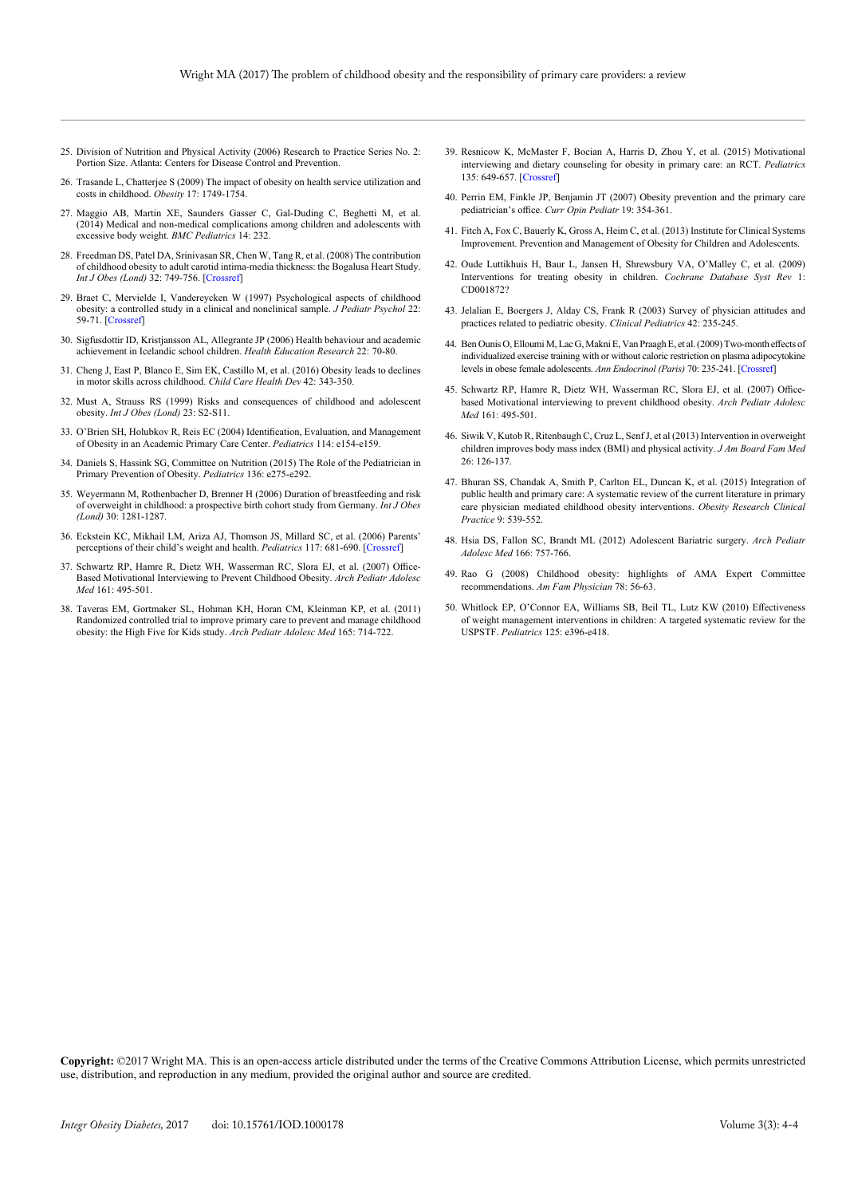25. Division of Nutrition and Physical Activity (2006) Research to Practice Series No. 2: Portion Size. Atlanta: Centers for Disease Control and Prevention.

26. Trasande L, Chatterjee S (2009) The impact of obesity on health service utilization and costs in childhood. *Obesity* 17: 1749-1754.

27. Maggio AB, Martin XE, Saunders Gasser C, Gal-Duding C, Beghetti M, et al. (2014) Medical and non-medical complications among children and adolescents with excessive body weight. *BMC Pediatrics* 14: 232.

28. Freedman DS, Patel DA, Srinivasan SR, Chen W, Tang R, et al. (2008) The contribution of childhood obesity to adult carotid intima-media thickness: the Bogalusa Heart Study. *Int J Obes (Lond)* 32: 749-756. [Crossref]

29. Braet C, Mervielde I, Vandereycken W (1997) Psychological aspects of childhood obesity: a controlled study in a clinical and nonclinical sample. *J Pediatr Psychol* 22: 59-71. [Crossref]

30. Sigfusdottir ID, Kristjansson AL, Allegrante JP (2006) Health behaviour and academic achievement in Icelandic school children. *Health Education Research* 22: 70-80.

31. Cheng J, East P, Blanco E, Sim EK, Castillo M, et al. (2016) Obesity leads to declines in motor skills across childhood. *Child Care Health Dev* 42: 343-350.

32. Must A, Strauss RS (1999) Risks and consequences of childhood and adolescent obesity. *Int J Obes (Lond)* 23: S2-S11.

33. O'Brien SH, Holubkov R, Reis EC (2004) Identification, Evaluation, and Management of Obesity in an Academic Primary Care Center. *Pediatrics* 114: e154-e159.

34. Daniels S, Hassink SG, Committee on Nutrition (2015) The Role of the Pediatrician in Primary Prevention of Obesity. *Pediatrics* 136: e275-e292.

35. Weyermann M, Rothenbacher D, Brenner H (2006) Duration of breastfeeding and risk of overweight in childhood: a prospective birth cohort study from Germany. *Int J Obes (Lond)* 30: 1281-1287.

36. Eckstein KC, Mikhail LM, Ariza AJ, Thomson JS, Millard SC, et al. (2006) Parents' perceptions of their child's weight and health. *Pediatrics* 117: 681-690. [Crossref]

37. Schwartz RP, Hamre R, Dietz WH, Wasserman RC, Slora EJ, et al. (2007) Office-Based Motivational Interviewing to Prevent Childhood Obesity. *Arch Pediatr Adolesc Med* 161: 495-501.

38. Taveras EM, Gortmaker SL, Hohman KH, Horan CM, Kleinman KP, et al. (2011) Randomized controlled trial to improve primary care to prevent and manage childhood obesity: the High Five for Kids study. *Arch Pediatr Adolesc Med* 165: 714-722.

39. Resnicow K, McMaster F, Bocian A, Harris D, Zhou Y, et al. (2015) Motivational interviewing and dietary counseling for obesity in primary care: an RCT. *Pediatrics* 135: 649-657. [Crossref]

40. Perrin EM, Finkle JP, Benjamin JT (2007) Obesity prevention and the primary care pediatrician's office. *Curr Opin Pediatr* 19: 354-361.

41. Fitch A, Fox C, Bauerly K, Gross A, Heim C, et al. (2013) Institute for Clinical Systems Improvement. Prevention and Management of Obesity for Children and Adolescents.

42. Oude Luttikhuis H, Baur L, Jansen H, Shrewsbury VA, O'Malley C, et al. (2009) Interventions for treating obesity in children. *Cochrane Database Syst Rev* 1: CD001872?

43. Jelalian E, Boergers J, Alday CS, Frank R (2003) Survey of physician attitudes and practices related to pediatric obesity. *Clinical Pediatrics* 42: 235-245.

44. Ben Ounis O, Elloumi M, Lac G, Makni E, Van Praagh E, et al. (2009) Two-month effects of individualized exercise training with or without caloric restriction on plasma adipocytokine levels in obese female adolescents. *Ann Endocrinol (Paris)* 70: 235-241. [Crossref]

45. Schwartz RP, Hamre R, Dietz WH, Wasserman RC, Slora EJ, et al. (2007) Office-based Motivational interviewing to prevent childhood obesity. *Arch Pediatr Adolesc Med* 161: 495-501.

46. Siwik V, Kutob R, Ritenbaugh C, Cruz L, Senf J, et al (2013) Intervention in overweight children improves body mass index (BMI) and physical activity. *J Am Board Fam Med* 26: 126-137.

47. Bhuran SS, Chandak A, Smith P, Carlton EL, Duncan K, et al. (2015) Integration of public health and primary care: A systematic review of the current literature in primary care physician mediated childhood obesity interventions. *Obesity Research Clinical Practice* 9: 539-552.

48. Hsia DS, Fallon SC, Brandt ML (2012) Adolescent Bariatric surgery. *Arch Pediatr Adolesc Med* 166: 757-766.

49. Rao G (2008) Childhood obesity: highlights of AMA Expert Committee recommendations. *Am Fam Physician* 78: 56-63.

50. Whitlock EP, O'Connor EA, Williams SB, Beil TL, Lutz KW (2010) Effectiveness of weight management interventions in children: A targeted systematic review for the USPSTF. *Pediatrics* 125: e396-e418.

**Copyright:** ©2017 Wright MA. This is an open-access article distributed under the terms of the Creative Commons Attribution License, which permits unrestricted use, distribution, and reproduction in any medium, provided the original author and source are credited.